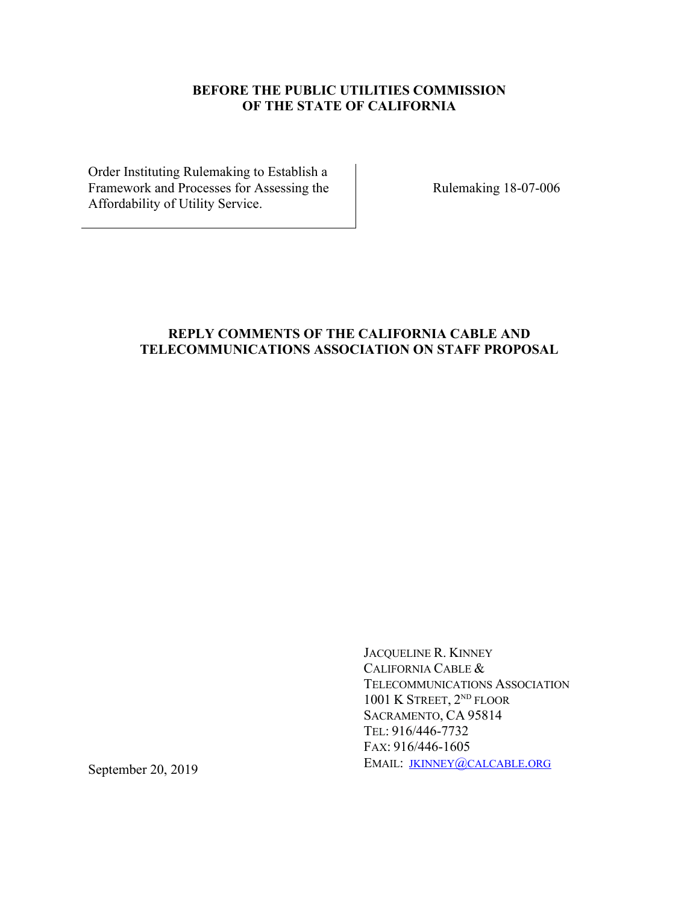**BEFORE THE PUBLIC UTILITIES COMMISSION**
**OF THE STATE OF CALIFORNIA**

| Order Instituting Rulemaking to Establish a Framework and Processes for Assessing the Affordability of Utility Service. | Rulemaking 18-07-006 |
|---|---|

**REPLY COMMENTS OF THE CALIFORNIA CABLE AND TELECOMMUNICATIONS ASSOCIATION ON STAFF PROPOSAL**

JACQUELINE R. KINNEY
CALIFORNIA CABLE &
TELECOMMUNICATIONS ASSOCIATION
1001 K STREET, 2ND FLOOR
SACRAMENTO, CA 95814
TEL: 916/446-7732
FAX: 916/446-1605
EMAIL: JKINNEY@CALCABLE.ORG

September 20, 2019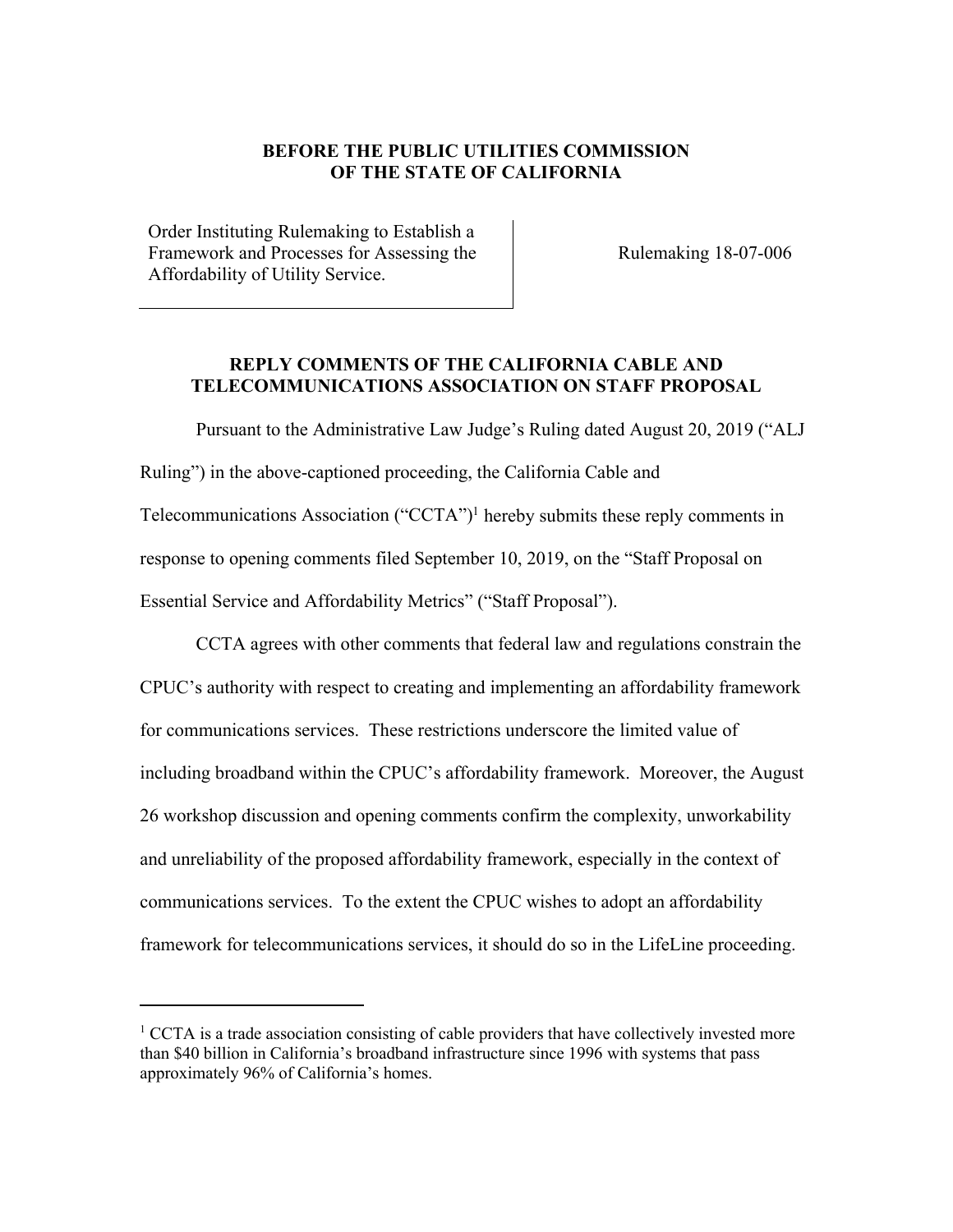**BEFORE THE PUBLIC UTILITIES COMMISSION OF THE STATE OF CALIFORNIA**

| Order Instituting Rulemaking to Establish a Framework and Processes for Assessing the Affordability of Utility Service. | Rulemaking 18-07-006 |
|---|---|

**REPLY COMMENTS OF THE CALIFORNIA CABLE AND TELECOMMUNICATIONS ASSOCIATION ON STAFF PROPOSAL**

Pursuant to the Administrative Law Judge's Ruling dated August 20, 2019 ("ALJ Ruling") in the above-captioned proceeding, the California Cable and Telecommunications Association ("CCTA")[1] hereby submits these reply comments in response to opening comments filed September 10, 2019, on the "Staff Proposal on Essential Service and Affordability Metrics" ("Staff Proposal").

CCTA agrees with other comments that federal law and regulations constrain the CPUC's authority with respect to creating and implementing an affordability framework for communications services. These restrictions underscore the limited value of including broadband within the CPUC's affordability framework. Moreover, the August 26 workshop discussion and opening comments confirm the complexity, unworkability and unreliability of the proposed affordability framework, especially in the context of communications services. To the extent the CPUC wishes to adopt an affordability framework for telecommunications services, it should do so in the LifeLine proceeding.

[1] CCTA is a trade association consisting of cable providers that have collectively invested more than $40 billion in California's broadband infrastructure since 1996 with systems that pass approximately 96% of California's homes.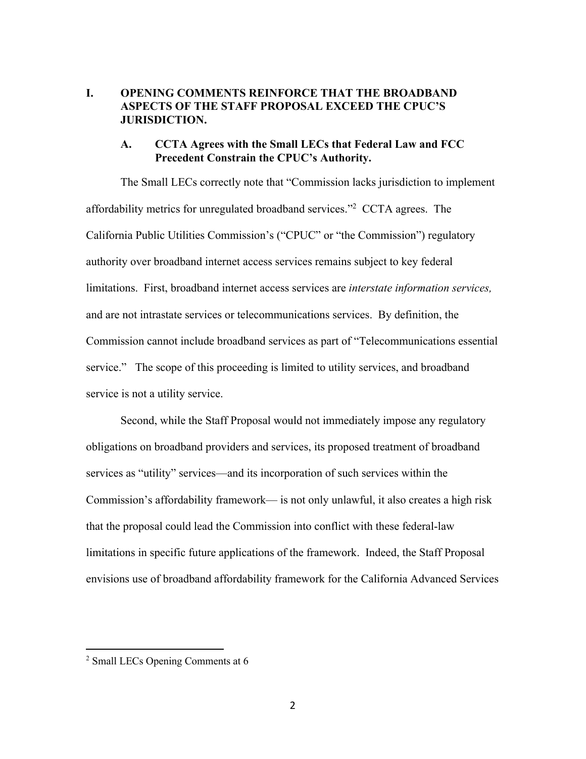# I. OPENING COMMENTS REINFORCE THAT THE BROADBAND ASPECTS OF THE STAFF PROPOSAL EXCEED THE CPUC'S JURISDICTION.

## A. CCTA Agrees with the Small LECs that Federal Law and FCC Precedent Constrain the CPUC's Authority.

The Small LECs correctly note that "Commission lacks jurisdiction to implement affordability metrics for unregulated broadband services."[2] CCTA agrees. The California Public Utilities Commission's ("CPUC" or "the Commission") regulatory authority over broadband internet access services remains subject to key federal limitations. First, broadband internet access services are *interstate information services,* and are not intrastate services or telecommunications services. By definition, the Commission cannot include broadband services as part of "Telecommunications essential service." The scope of this proceeding is limited to utility services, and broadband service is not a utility service.

Second, while the Staff Proposal would not immediately impose any regulatory obligations on broadband providers and services, its proposed treatment of broadband services as "utility" services—and its incorporation of such services within the Commission's affordability framework— is not only unlawful, it also creates a high risk that the proposal could lead the Commission into conflict with these federal-law limitations in specific future applications of the framework. Indeed, the Staff Proposal envisions use of broadband affordability framework for the California Advanced Services

[2] Small LECs Opening Comments at 6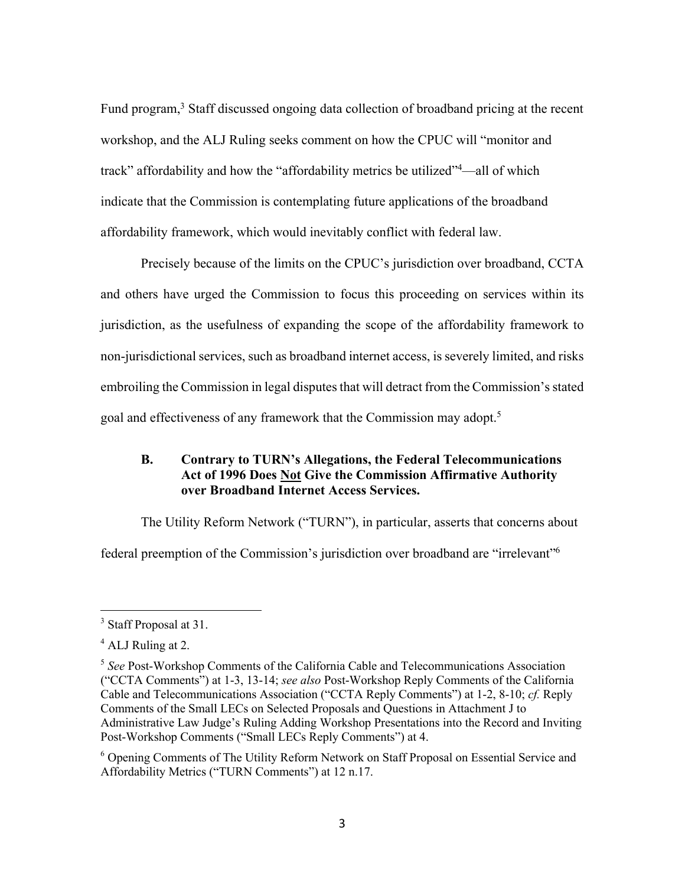Fund program,[3] Staff discussed ongoing data collection of broadband pricing at the recent workshop, and the ALJ Ruling seeks comment on how the CPUC will "monitor and track" affordability and how the "affordability metrics be utilized"[4]—all of which indicate that the Commission is contemplating future applications of the broadband affordability framework, which would inevitably conflict with federal law.

Precisely because of the limits on the CPUC's jurisdiction over broadband, CCTA and others have urged the Commission to focus this proceeding on services within its jurisdiction, as the usefulness of expanding the scope of the affordability framework to non-jurisdictional services, such as broadband internet access, is severely limited, and risks embroiling the Commission in legal disputes that will detract from the Commission's stated goal and effectiveness of any framework that the Commission may adopt.[5]

### B. Contrary to TURN's Allegations, the Federal Telecommunications Act of 1996 Does <u>Not</u> Give the Commission Affirmative Authority over Broadband Internet Access Services.

The Utility Reform Network ("TURN"), in particular, asserts that concerns about federal preemption of the Commission's jurisdiction over broadband are "irrelevant"[6]

---

[3] Staff Proposal at 31.

[4] ALJ Ruling at 2.

[5] *See* Post-Workshop Comments of the California Cable and Telecommunications Association ("CCTA Comments") at 1-3, 13-14; *see also* Post-Workshop Reply Comments of the California Cable and Telecommunications Association ("CCTA Reply Comments") at 1-2, 8-10; *cf.* Reply Comments of the Small LECs on Selected Proposals and Questions in Attachment J to Administrative Law Judge's Ruling Adding Workshop Presentations into the Record and Inviting Post-Workshop Comments ("Small LECs Reply Comments") at 4.

[6] Opening Comments of The Utility Reform Network on Staff Proposal on Essential Service and Affordability Metrics ("TURN Comments") at 12 n.17.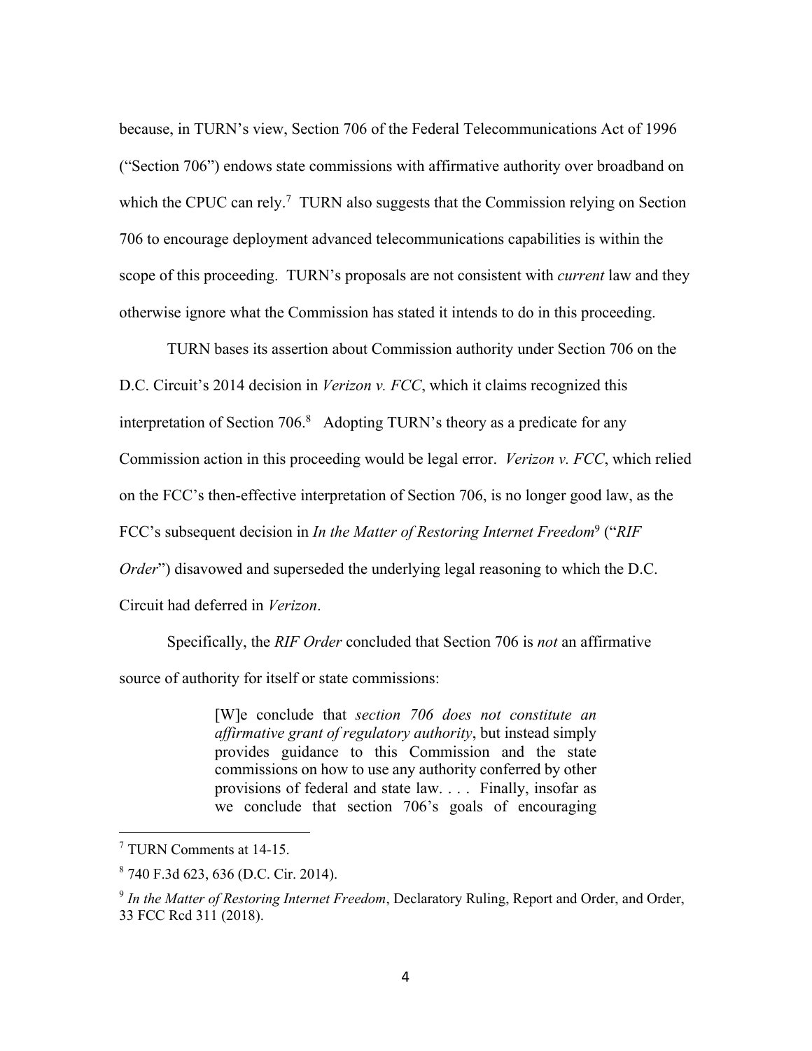because, in TURN's view, Section 706 of the Federal Telecommunications Act of 1996 ("Section 706") endows state commissions with affirmative authority over broadband on which the CPUC can rely.[7] TURN also suggests that the Commission relying on Section 706 to encourage deployment advanced telecommunications capabilities is within the scope of this proceeding. TURN's proposals are not consistent with *current* law and they otherwise ignore what the Commission has stated it intends to do in this proceeding.

TURN bases its assertion about Commission authority under Section 706 on the D.C. Circuit's 2014 decision in *Verizon v. FCC*, which it claims recognized this interpretation of Section 706.[8] Adopting TURN's theory as a predicate for any Commission action in this proceeding would be legal error. *Verizon v. FCC*, which relied on the FCC's then-effective interpretation of Section 706, is no longer good law, as the FCC's subsequent decision in *In the Matter of Restoring Internet Freedom*[9] ("*RIF Order*") disavowed and superseded the underlying legal reasoning to which the D.C. Circuit had deferred in *Verizon*.

Specifically, the *RIF Order* concluded that Section 706 is *not* an affirmative source of authority for itself or state commissions:

> [W]e conclude that *section 706 does not constitute an affirmative grant of regulatory authority*, but instead simply provides guidance to this Commission and the state commissions on how to use any authority conferred by other provisions of federal and state law. . . . Finally, insofar as we conclude that section 706's goals of encouraging

---

[7] TURN Comments at 14-15.

[8] 740 F.3d 623, 636 (D.C. Cir. 2014).

[9] *In the Matter of Restoring Internet Freedom*, Declaratory Ruling, Report and Order, and Order, 33 FCC Rcd 311 (2018).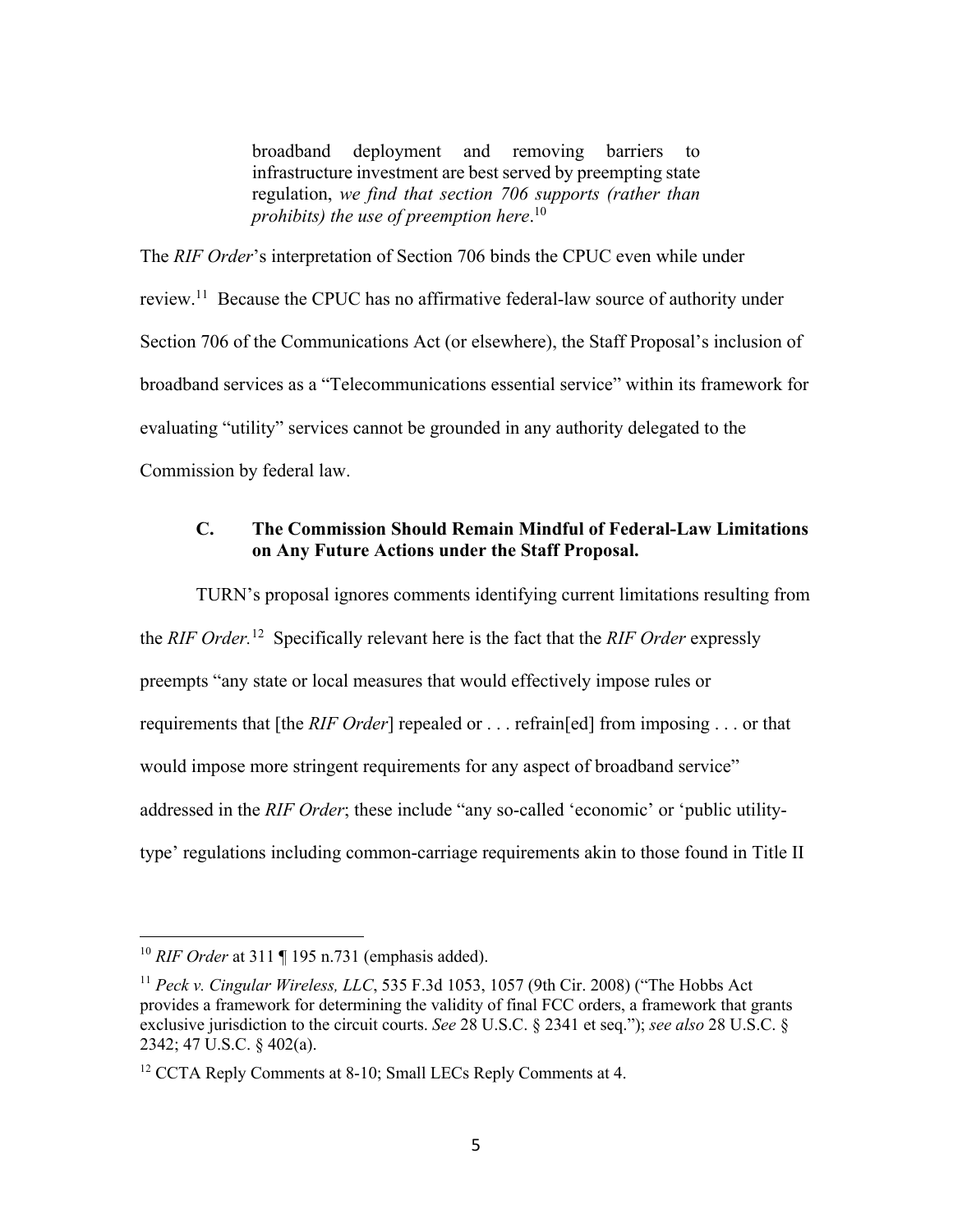> broadband deployment and removing barriers to infrastructure investment are best served by preempting state regulation, *we find that section 706 supports (rather than prohibits) the use of preemption here*.[10]

The *RIF Order*'s interpretation of Section 706 binds the CPUC even while under review.[11] Because the CPUC has no affirmative federal-law source of authority under Section 706 of the Communications Act (or elsewhere), the Staff Proposal's inclusion of broadband services as a "Telecommunications essential service" within its framework for evaluating "utility" services cannot be grounded in any authority delegated to the Commission by federal law.

### C. The Commission Should Remain Mindful of Federal-Law Limitations on Any Future Actions under the Staff Proposal.

TURN's proposal ignores comments identifying current limitations resulting from the *RIF Order.*[12] Specifically relevant here is the fact that the *RIF Order* expressly preempts "any state or local measures that would effectively impose rules or requirements that [the *RIF Order*] repealed or . . . refrain[ed] from imposing . . . or that would impose more stringent requirements for any aspect of broadband service" addressed in the *RIF Order*; these include "any so-called 'economic' or 'public utility-type' regulations including common-carriage requirements akin to those found in Title II

---

[10] *RIF Order* at 311 ¶ 195 n.731 (emphasis added).

[11] *Peck v. Cingular Wireless, LLC*, 535 F.3d 1053, 1057 (9th Cir. 2008) ("The Hobbs Act provides a framework for determining the validity of final FCC orders, a framework that grants exclusive jurisdiction to the circuit courts. *See* 28 U.S.C. § 2341 et seq."); *see also* 28 U.S.C. § 2342; 47 U.S.C. § 402(a).

[12] CCTA Reply Comments at 8-10; Small LECs Reply Comments at 4.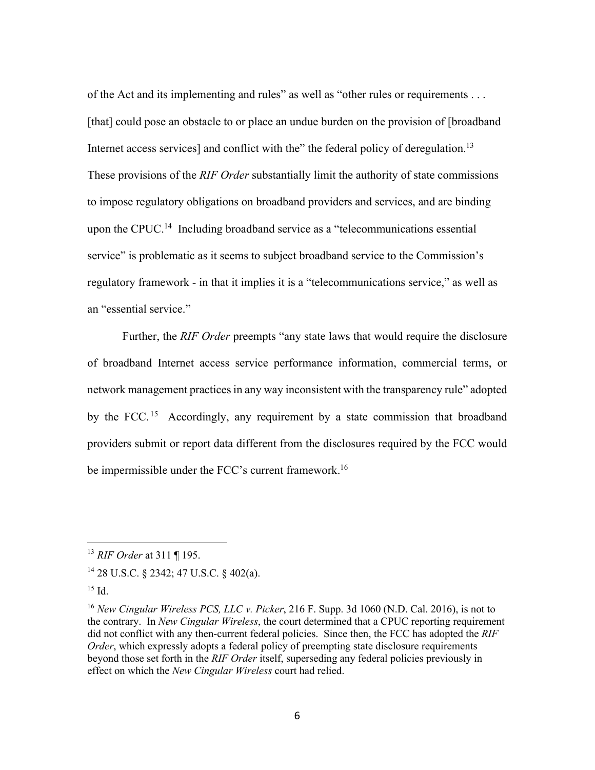of the Act and its implementing and rules" as well as "other rules or requirements . . . [that] could pose an obstacle to or place an undue burden on the provision of [broadband Internet access services] and conflict with the" the federal policy of deregulation.[13] These provisions of the *RIF Order* substantially limit the authority of state commissions to impose regulatory obligations on broadband providers and services, and are binding upon the CPUC.[14] Including broadband service as a "telecommunications essential service" is problematic as it seems to subject broadband service to the Commission's regulatory framework - in that it implies it is a "telecommunications service," as well as an "essential service."

Further, the *RIF Order* preempts "any state laws that would require the disclosure of broadband Internet access service performance information, commercial terms, or network management practices in any way inconsistent with the transparency rule" adopted by the FCC.[15] Accordingly, any requirement by a state commission that broadband providers submit or report data different from the disclosures required by the FCC would be impermissible under the FCC's current framework.[16]

---

[13] *RIF Order* at 311 ¶ 195.

[14] 28 U.S.C. § 2342; 47 U.S.C. § 402(a).

[15] Id.

[16] *New Cingular Wireless PCS, LLC v. Picker*, 216 F. Supp. 3d 1060 (N.D. Cal. 2016), is not to the contrary. In *New Cingular Wireless*, the court determined that a CPUC reporting requirement did not conflict with any then-current federal policies. Since then, the FCC has adopted the *RIF Order*, which expressly adopts a federal policy of preempting state disclosure requirements beyond those set forth in the *RIF Order* itself, superseding any federal policies previously in effect on which the *New Cingular Wireless* court had relied.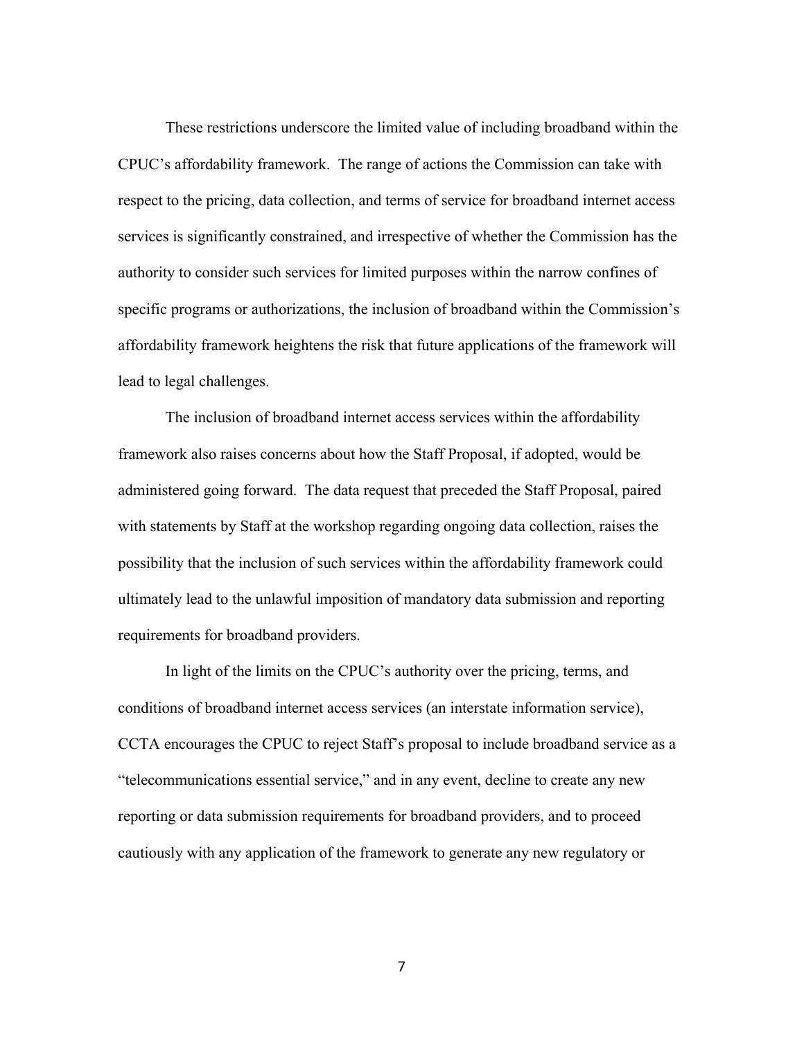These restrictions underscore the limited value of including broadband within the CPUC's affordability framework. The range of actions the Commission can take with respect to the pricing, data collection, and terms of service for broadband internet access services is significantly constrained, and irrespective of whether the Commission has the authority to consider such services for limited purposes within the narrow confines of specific programs or authorizations, the inclusion of broadband within the Commission's affordability framework heightens the risk that future applications of the framework will lead to legal challenges.

The inclusion of broadband internet access services within the affordability framework also raises concerns about how the Staff Proposal, if adopted, would be administered going forward. The data request that preceded the Staff Proposal, paired with statements by Staff at the workshop regarding ongoing data collection, raises the possibility that the inclusion of such services within the affordability framework could ultimately lead to the unlawful imposition of mandatory data submission and reporting requirements for broadband providers.

In light of the limits on the CPUC's authority over the pricing, terms, and conditions of broadband internet access services (an interstate information service), CCTA encourages the CPUC to reject Staff's proposal to include broadband service as a "telecommunications essential service," and in any event, decline to create any new reporting or data submission requirements for broadband providers, and to proceed cautiously with any application of the framework to generate any new regulatory or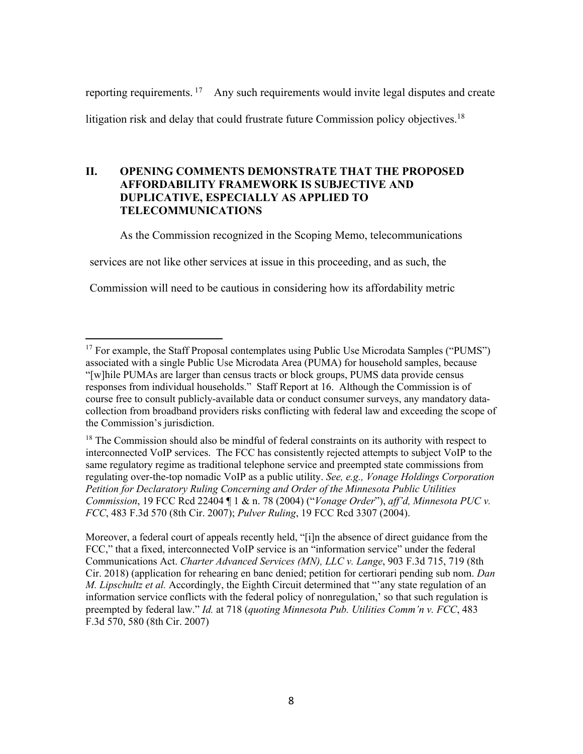reporting requirements.[17] Any such requirements would invite legal disputes and create litigation risk and delay that could frustrate future Commission policy objectives.[18]

## II. OPENING COMMENTS DEMONSTRATE THAT THE PROPOSED AFFORDABILITY FRAMEWORK IS SUBJECTIVE AND DUPLICATIVE, ESPECIALLY AS APPLIED TO TELECOMMUNICATIONS

As the Commission recognized in the Scoping Memo, telecommunications services are not like other services at issue in this proceeding, and as such, the Commission will need to be cautious in considering how its affordability metric

---

[17] For example, the Staff Proposal contemplates using Public Use Microdata Samples ("PUMS") associated with a single Public Use Microdata Area (PUMA) for household samples, because "[w]hile PUMAs are larger than census tracts or block groups, PUMS data provide census responses from individual households." Staff Report at 16. Although the Commission is of course free to consult publicly-available data or conduct consumer surveys, any mandatory data-collection from broadband providers risks conflicting with federal law and exceeding the scope of the Commission's jurisdiction.

[18] The Commission should also be mindful of federal constraints on its authority with respect to interconnected VoIP services. The FCC has consistently rejected attempts to subject VoIP to the same regulatory regime as traditional telephone service and preempted state commissions from regulating over-the-top nomadic VoIP as a public utility. *See, e.g., Vonage Holdings Corporation Petition for Declaratory Ruling Concerning and Order of the Minnesota Public Utilities Commission*, 19 FCC Rcd 22404 ¶ 1 & n. 78 (2004) ("*Vonage Order*"), *aff'd, Minnesota PUC v. FCC*, 483 F.3d 570 (8th Cir. 2007); *Pulver Ruling*, 19 FCC Rcd 3307 (2004).

Moreover, a federal court of appeals recently held, "[i]n the absence of direct guidance from the FCC," that a fixed, interconnected VoIP service is an "information service" under the federal Communications Act. *Charter Advanced Services (MN), LLC v. Lange*, 903 F.3d 715, 719 (8th Cir. 2018) (application for rehearing en banc denied; petition for certiorari pending sub nom. *Dan M. Lipschultz et al.* Accordingly, the Eighth Circuit determined that "'any state regulation of an information service conflicts with the federal policy of nonregulation,' so that such regulation is preempted by federal law." *Id.* at 718 (*quoting Minnesota Pub. Utilities Comm'n v. FCC*, 483 F.3d 570, 580 (8th Cir. 2007)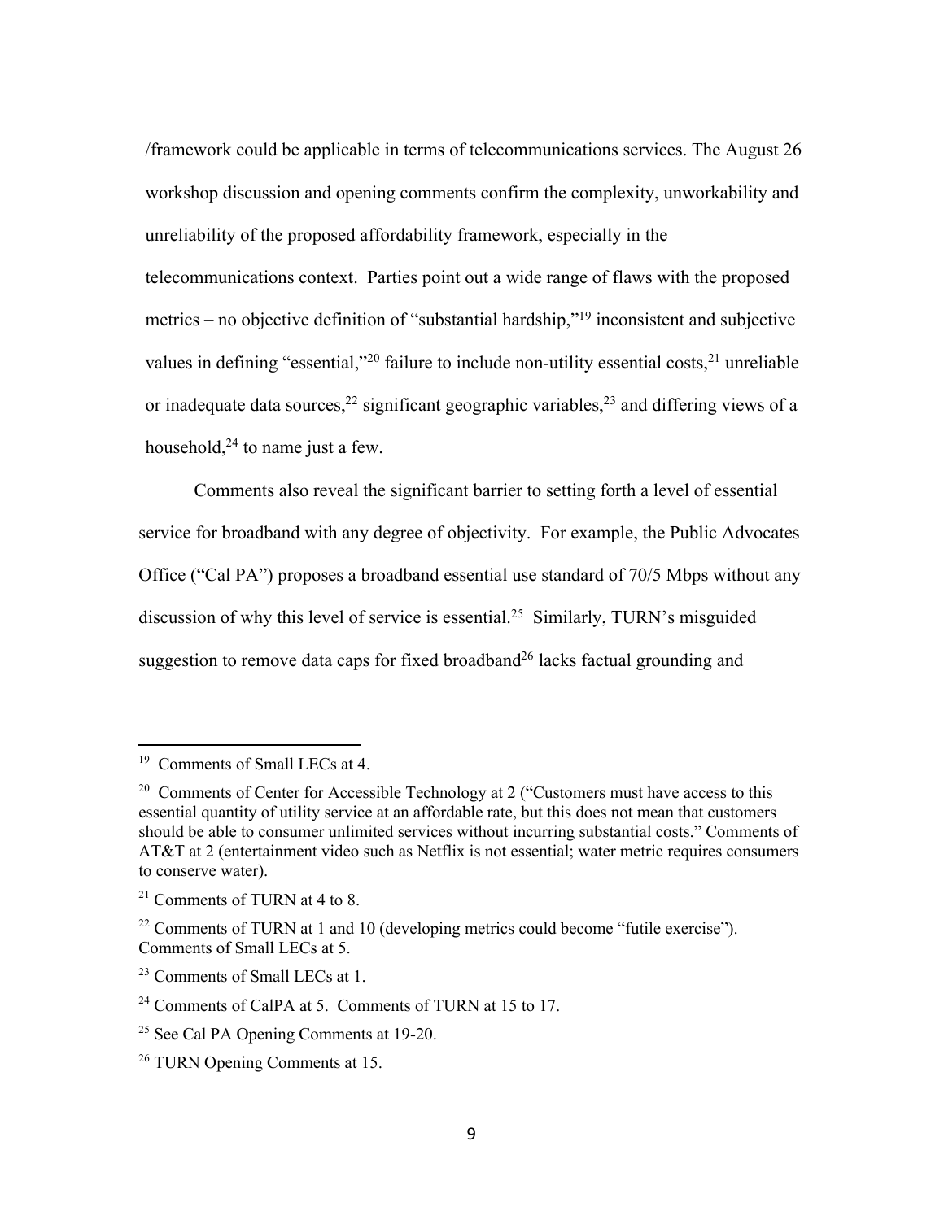/framework could be applicable in terms of telecommunications services. The August 26 workshop discussion and opening comments confirm the complexity, unworkability and unreliability of the proposed affordability framework, especially in the telecommunications context. Parties point out a wide range of flaws with the proposed metrics – no objective definition of "substantial hardship,"[19] inconsistent and subjective values in defining "essential,"[20] failure to include non-utility essential costs,[21] unreliable or inadequate data sources,[22] significant geographic variables,[23] and differing views of a household,[24] to name just a few.

Comments also reveal the significant barrier to setting forth a level of essential service for broadband with any degree of objectivity. For example, the Public Advocates Office ("Cal PA") proposes a broadband essential use standard of 70/5 Mbps without any discussion of why this level of service is essential.[25] Similarly, TURN's misguided suggestion to remove data caps for fixed broadband[26] lacks factual grounding and

---

[19] Comments of Small LECs at 4.

[20] Comments of Center for Accessible Technology at 2 ("Customers must have access to this essential quantity of utility service at an affordable rate, but this does not mean that customers should be able to consumer unlimited services without incurring substantial costs." Comments of AT&T at 2 (entertainment video such as Netflix is not essential; water metric requires consumers to conserve water).

[21] Comments of TURN at 4 to 8.

[22] Comments of TURN at 1 and 10 (developing metrics could become "futile exercise"). Comments of Small LECs at 5.

[23] Comments of Small LECs at 1.

[24] Comments of CalPA at 5. Comments of TURN at 15 to 17.

[25] See Cal PA Opening Comments at 19-20.

[26] TURN Opening Comments at 15.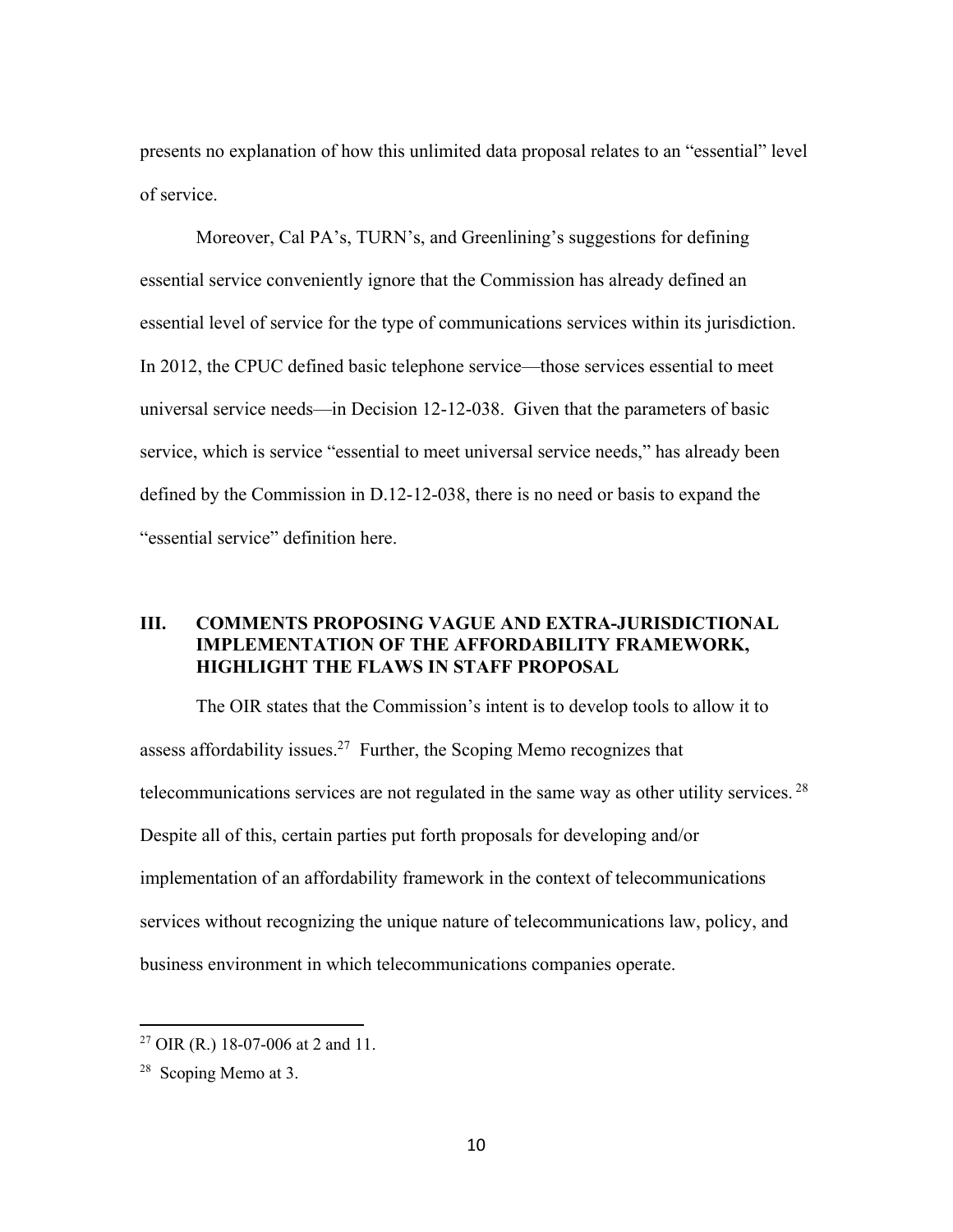presents no explanation of how this unlimited data proposal relates to an "essential" level of service.

Moreover, Cal PA's, TURN's, and Greenlining's suggestions for defining essential service conveniently ignore that the Commission has already defined an essential level of service for the type of communications services within its jurisdiction. In 2012, the CPUC defined basic telephone service—those services essential to meet universal service needs—in Decision 12-12-038. Given that the parameters of basic service, which is service "essential to meet universal service needs," has already been defined by the Commission in D.12-12-038, there is no need or basis to expand the "essential service" definition here.

## III. COMMENTS PROPOSING VAGUE AND EXTRA-JURISDICTIONAL IMPLEMENTATION OF THE AFFORDABILITY FRAMEWORK, HIGHLIGHT THE FLAWS IN STAFF PROPOSAL

The OIR states that the Commission's intent is to develop tools to allow it to assess affordability issues.[27] Further, the Scoping Memo recognizes that telecommunications services are not regulated in the same way as other utility services.[28] Despite all of this, certain parties put forth proposals for developing and/or implementation of an affordability framework in the context of telecommunications services without recognizing the unique nature of telecommunications law, policy, and business environment in which telecommunications companies operate.

[27] OIR (R.) 18-07-006 at 2 and 11.

[28] Scoping Memo at 3.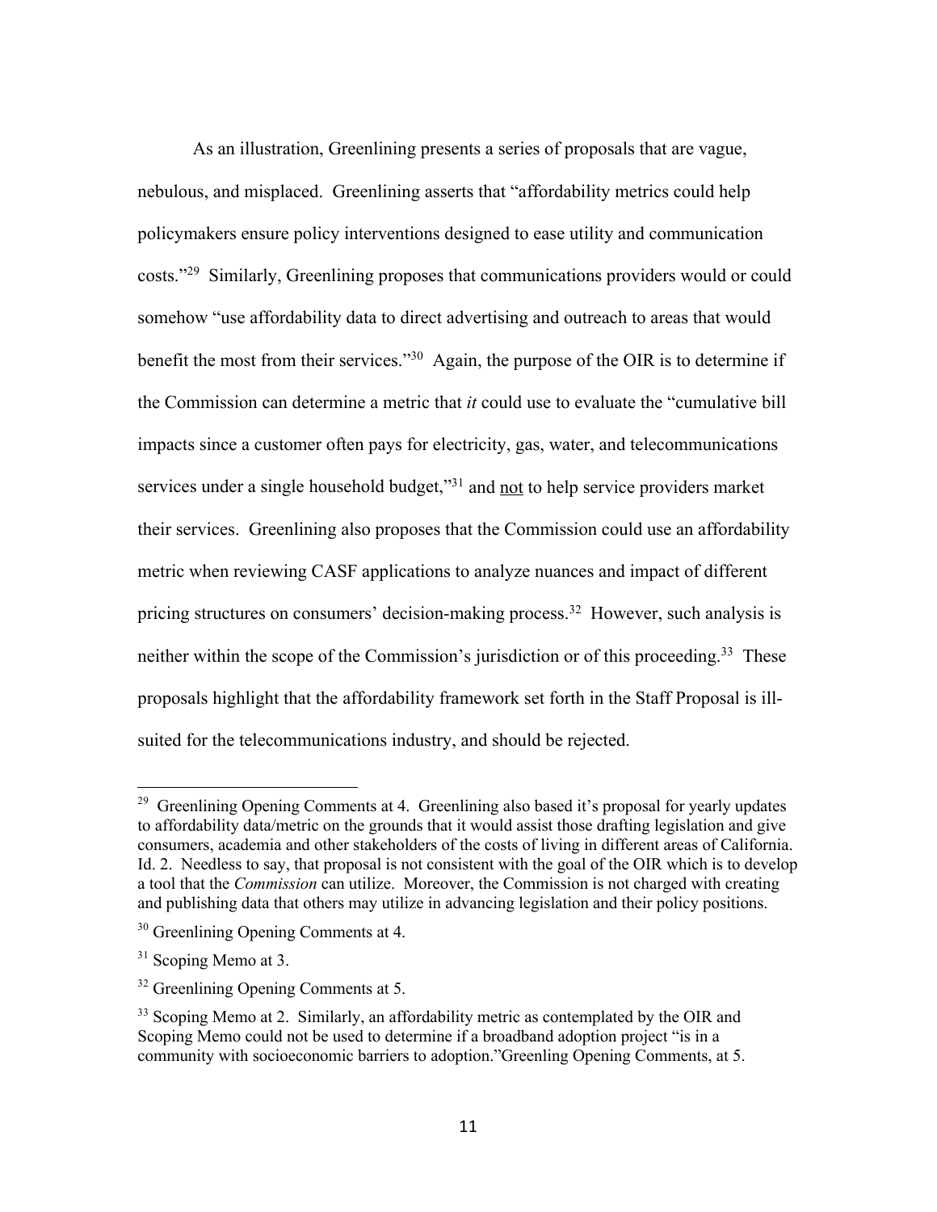As an illustration, Greenlining presents a series of proposals that are vague, nebulous, and misplaced. Greenlining asserts that "affordability metrics could help policymakers ensure policy interventions designed to ease utility and communication costs."[29] Similarly, Greenlining proposes that communications providers would or could somehow "use affordability data to direct advertising and outreach to areas that would benefit the most from their services."[30] Again, the purpose of the OIR is to determine if the Commission can determine a metric that *it* could use to evaluate the "cumulative bill impacts since a customer often pays for electricity, gas, water, and telecommunications services under a single household budget,"[31] and <u>not</u> to help service providers market their services. Greenlining also proposes that the Commission could use an affordability metric when reviewing CASF applications to analyze nuances and impact of different pricing structures on consumers' decision-making process.[32] However, such analysis is neither within the scope of the Commission's jurisdiction or of this proceeding.[33] These proposals highlight that the affordability framework set forth in the Staff Proposal is ill-suited for the telecommunications industry, and should be rejected.

---

[29] Greenlining Opening Comments at 4. Greenlining also based it's proposal for yearly updates to affordability data/metric on the grounds that it would assist those drafting legislation and give consumers, academia and other stakeholders of the costs of living in different areas of California. Id. 2. Needless to say, that proposal is not consistent with the goal of the OIR which is to develop a tool that the *Commission* can utilize. Moreover, the Commission is not charged with creating and publishing data that others may utilize in advancing legislation and their policy positions.

[30] Greenlining Opening Comments at 4.

[31] Scoping Memo at 3.

[32] Greenlining Opening Comments at 5.

[33] Scoping Memo at 2. Similarly, an affordability metric as contemplated by the OIR and Scoping Memo could not be used to determine if a broadband adoption project "is in a community with socioeconomic barriers to adoption."Greenling Opening Comments, at 5.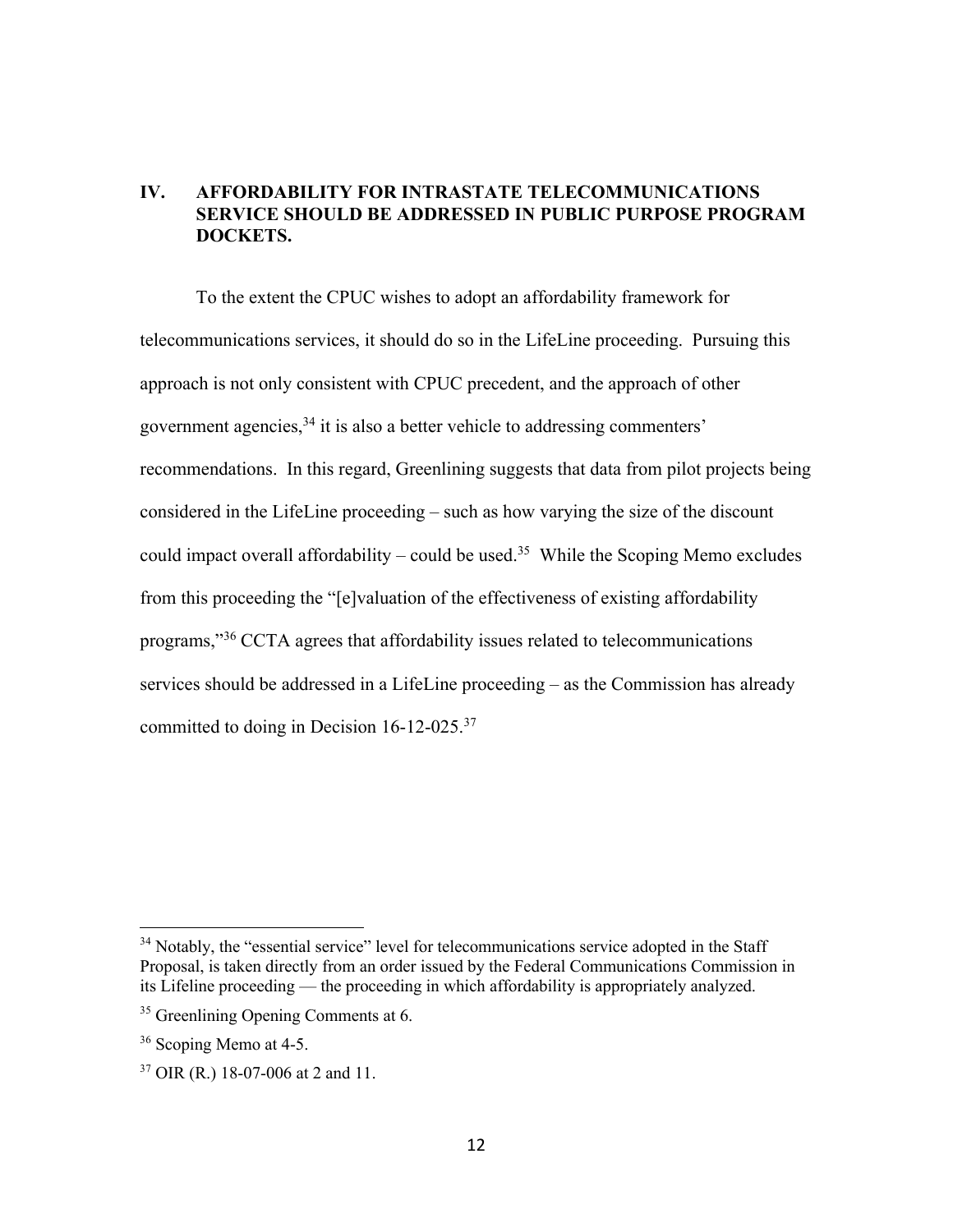## IV. AFFORDABILITY FOR INTRASTATE TELECOMMUNICATIONS SERVICE SHOULD BE ADDRESSED IN PUBLIC PURPOSE PROGRAM DOCKETS.

To the extent the CPUC wishes to adopt an affordability framework for telecommunications services, it should do so in the LifeLine proceeding. Pursuing this approach is not only consistent with CPUC precedent, and the approach of other government agencies,[34] it is also a better vehicle to addressing commenters' recommendations. In this regard, Greenlining suggests that data from pilot projects being considered in the LifeLine proceeding – such as how varying the size of the discount could impact overall affordability – could be used.[35] While the Scoping Memo excludes from this proceeding the "[e]valuation of the effectiveness of existing affordability programs,"[36] CCTA agrees that affordability issues related to telecommunications services should be addressed in a LifeLine proceeding – as the Commission has already committed to doing in Decision 16-12-025.[37]

---

[34] Notably, the "essential service" level for telecommunications service adopted in the Staff Proposal, is taken directly from an order issued by the Federal Communications Commission in its Lifeline proceeding — the proceeding in which affordability is appropriately analyzed.

[35] Greenlining Opening Comments at 6.

[36] Scoping Memo at 4-5.

[37] OIR (R.) 18-07-006 at 2 and 11.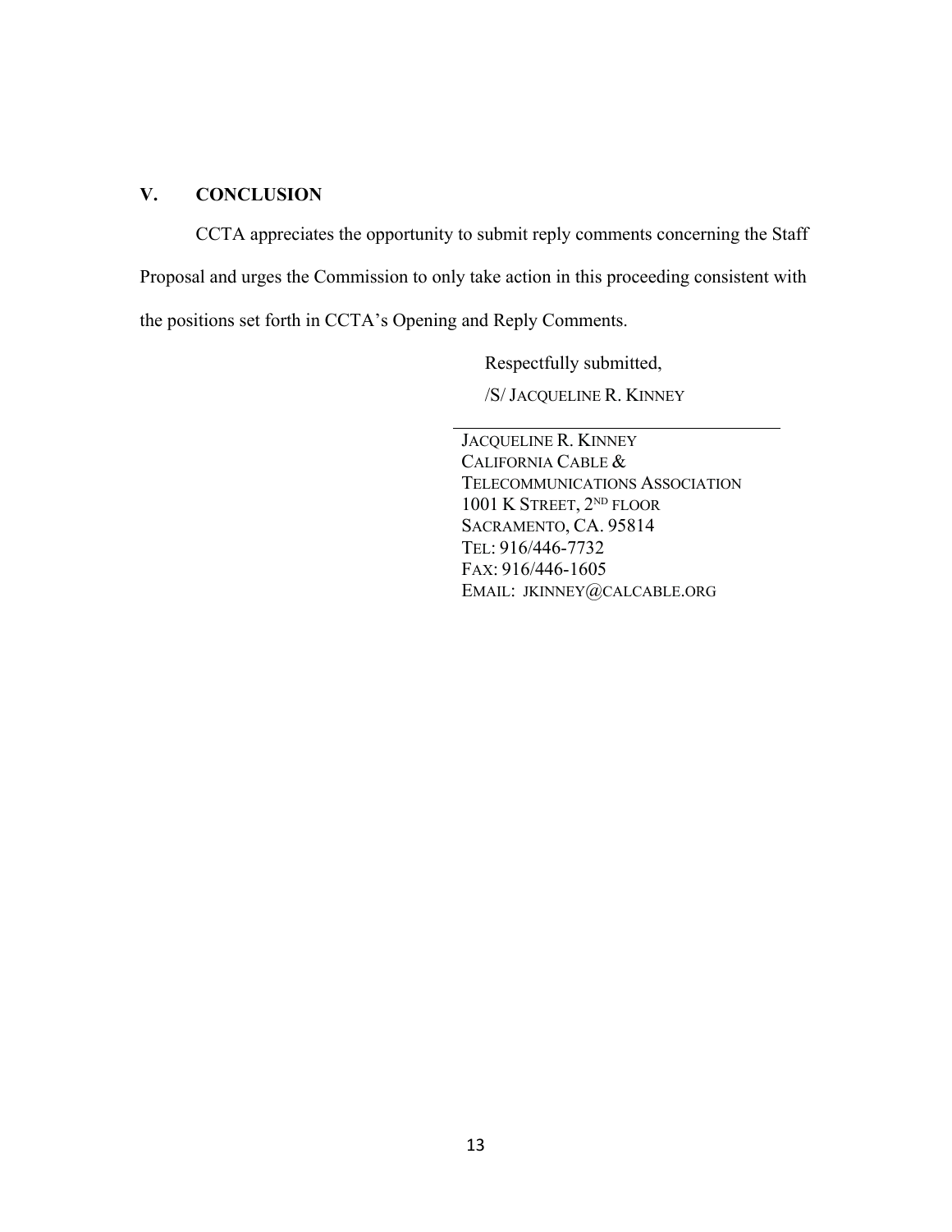## V. CONCLUSION

CCTA appreciates the opportunity to submit reply comments concerning the Staff Proposal and urges the Commission to only take action in this proceeding consistent with the positions set forth in CCTA's Opening and Reply Comments.

Respectfully submitted,

/S/ JACQUELINE R. KINNEY

JACQUELINE R. KINNEY
CALIFORNIA CABLE &
TELECOMMUNICATIONS ASSOCIATION
1001 K STREET, 2ND FLOOR
SACRAMENTO, CA. 95814
TEL: 916/446-7732
FAX: 916/446-1605
EMAIL: JKINNEY@CALCABLE.ORG